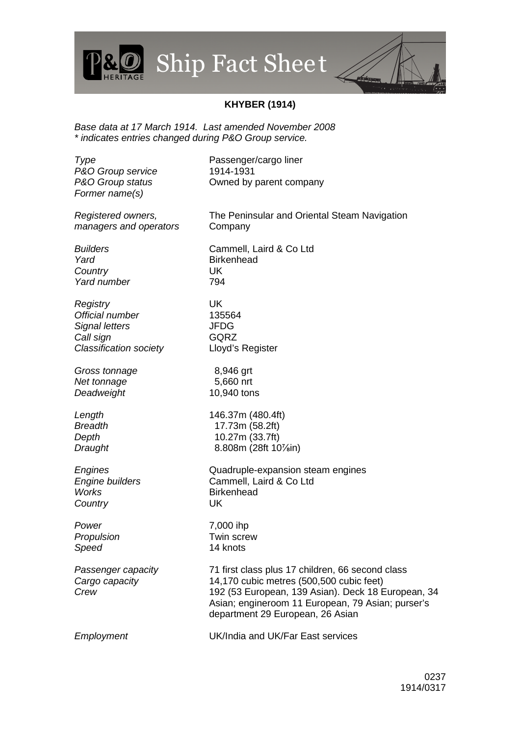# P&O Heritage Ship Fact Sheet

**KHYBER (1914)**

*Base data at 17 March 1914. Last amended November 2008*
*\* indicates entries changed during P&O Group service.*

| | |
|---|---|
| *Type* | Passenger/cargo liner |
| *P&O Group service* | 1914-1931 |
| *P&O Group status* | Owned by parent company |
| *Former name(s)* | |
| | |
| *Registered owners, managers and operators* | The Peninsular and Oriental Steam Navigation Company |
| | |
| *Builders* | Cammell, Laird & Co Ltd |
| *Yard* | Birkenhead |
| *Country* | UK |
| *Yard number* | 794 |
| | |
| *Registry* | UK |
| *Official number* | 135564 |
| *Signal letters* | JFDG |
| *Call sign* | GQRZ |
| *Classification society* | Lloyd's Register |
| | |
| *Gross tonnage* | 8,946 grt |
| *Net tonnage* | 5,660 nrt |
| *Deadweight* | 10,940 tons |
| | |
| *Length* | 146.37m (480.4ft) |
| *Breadth* | 17.73m (58.2ft) |
| *Depth* | 10.27m (33.7ft) |
| *Draught* | 8.808m (28ft 10⅞in) |
| | |
| *Engines* | Quadruple-expansion steam engines |
| *Engine builders* | Cammell, Laird & Co Ltd |
| *Works* | Birkenhead |
| *Country* | UK |
| | |
| *Power* | 7,000 ihp |
| *Propulsion* | Twin screw |
| *Speed* | 14 knots |
| | |
| *Passenger capacity* | 71 first class plus 17 children, 66 second class |
| *Cargo capacity* | 14,170 cubic metres (500,500 cubic feet) |
| *Crew* | 192 (53 European, 139 Asian). Deck 18 European, 34 Asian; engineroom 11 European, 79 Asian; purser's department 29 European, 26 Asian |
| | |
| *Employment* | UK/India and UK/Far East services |

0237
1914/0317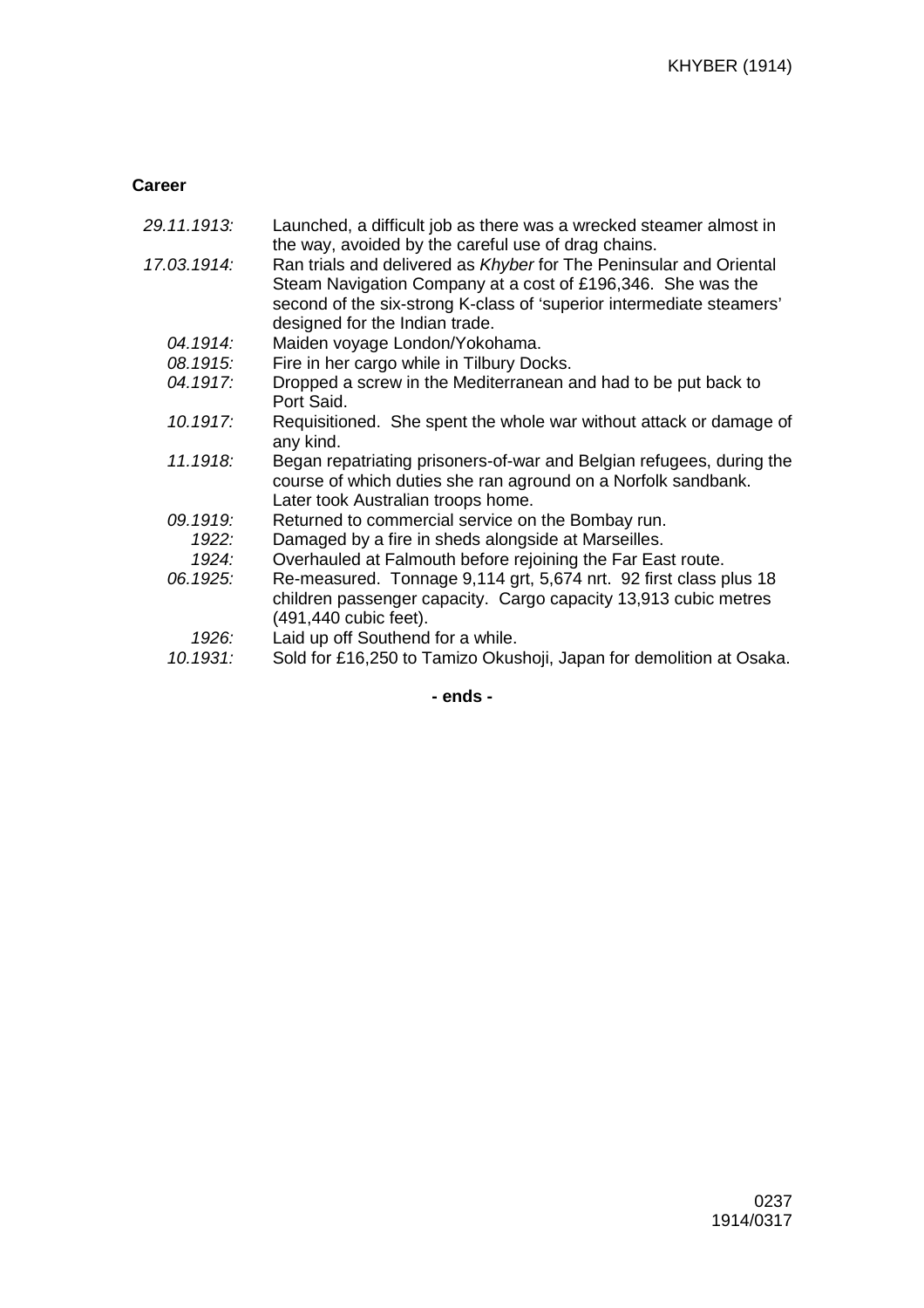**Career**

| | |
|---|---|
| *29.11.1913:* | Launched, a difficult job as there was a wrecked steamer almost in the way, avoided by the careful use of drag chains. |
| *17.03.1914:* | Ran trials and delivered as *Khyber* for The Peninsular and Oriental Steam Navigation Company at a cost of £196,346. She was the second of the six-strong K-class of 'superior intermediate steamers' designed for the Indian trade. |
| *04.1914:* | Maiden voyage London/Yokohama. |
| *08.1915:* | Fire in her cargo while in Tilbury Docks. |
| *04.1917:* | Dropped a screw in the Mediterranean and had to be put back to Port Said. |
| *10.1917:* | Requisitioned. She spent the whole war without attack or damage of any kind. |
| *11.1918:* | Began repatriating prisoners-of-war and Belgian refugees, during the course of which duties she ran aground on a Norfolk sandbank. Later took Australian troops home. |
| *09.1919:* | Returned to commercial service on the Bombay run. |
| *1922:* | Damaged by a fire in sheds alongside at Marseilles. |
| *1924:* | Overhauled at Falmouth before rejoining the Far East route. |
| *06.1925:* | Re-measured. Tonnage 9,114 grt, 5,674 nrt. 92 first class plus 18 children passenger capacity. Cargo capacity 13,913 cubic metres (491,440 cubic feet). |
| *1926:* | Laid up off Southend for a while. |
| *10.1931:* | Sold for £16,250 to Tamizo Okushoji, Japan for demolition at Osaka. |

**- ends -**

0237
1914/0317